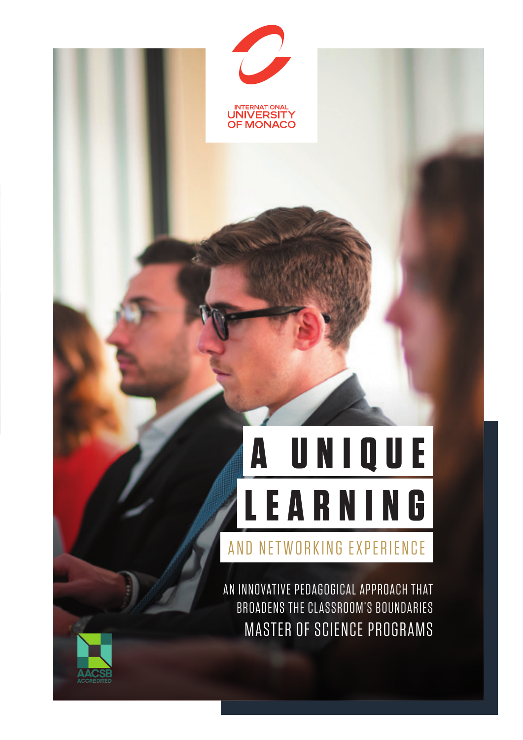INTERNATIONAL UNIVERSITY OF MONACO

# A UNIQUE LEARNING

## AND NETWORKING EXPERIENCE

AN INNOVATIVE PEDAGOGICAL APPROACH THAT BROADENS THE CLASSROOM'S BOUNDARIES

MASTER OF SCIENCE PROGRAMS

AACSB ACCREDITED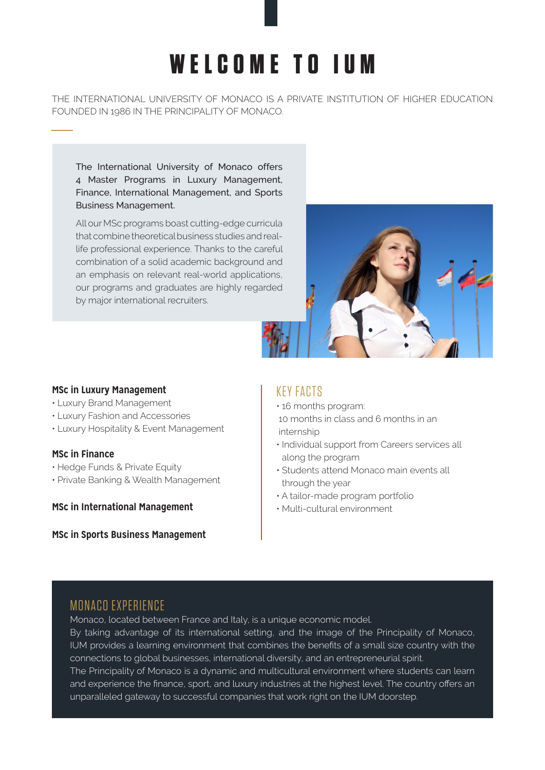# WELCOME TO IUM

THE INTERNATIONAL UNIVERSITY OF MONACO IS A PRIVATE INSTITUTION OF HIGHER EDUCATION FOUNDED IN 1986 IN THE PRINCIPALITY OF MONACO.

The International University of Monaco offers 4 Master Programs in Luxury Management, Finance, International Management, and Sports Business Management.

All our MSc programs boast cutting-edge curricula that combine theoretical business studies and real-life professional experience. Thanks to the careful combination of a solid academic background and an emphasis on relevant real-world applications, our programs and graduates are highly regarded by major international recruiters.

**MSc in Luxury Management**

- Luxury Brand Management
- Luxury Fashion and Accessories
- Luxury Hospitality & Event Management

**MSc in Finance**

- Hedge Funds & Private Equity
- Private Banking & Wealth Management

**MSc in International Management**

**MSc in Sports Business Management**

## KEY FACTS

- 16 months program: 10 months in class and 6 months in an internship
- Individual support from Careers services all along the program
- Students attend Monaco main events all through the year
- A tailor-made program portfolio
- Multi-cultural environment

## MONACO EXPERIENCE

Monaco, located between France and Italy, is a unique economic model.
By taking advantage of its international setting, and the image of the Principality of Monaco, IUM provides a learning environment that combines the benefits of a small size country with the connections to global businesses, international diversity, and an entrepreneurial spirit.
The Principality of Monaco is a dynamic and multicultural environment where students can learn and experience the finance, sport, and luxury industries at the highest level. The country offers an unparalleled gateway to successful companies that work right on the IUM doorstep.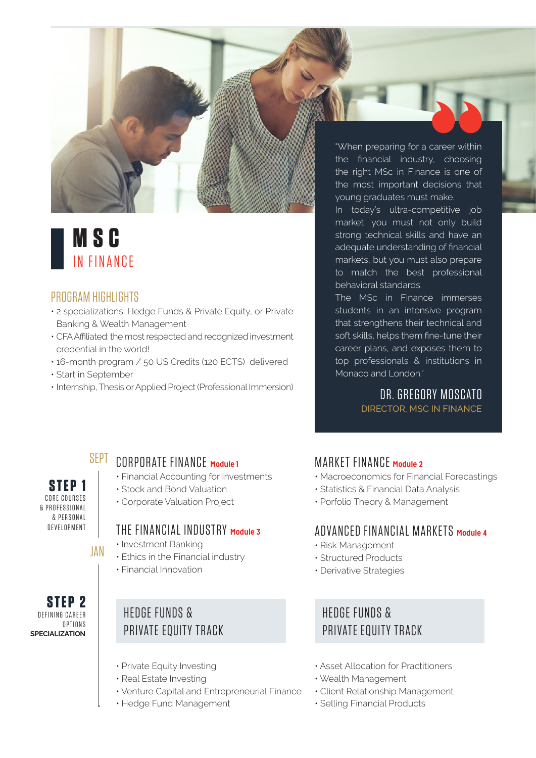# MSC IN FINANCE

## PROGRAM HIGHLIGHTS

- 2 specializations: Hedge Funds & Private Equity, or Private Banking & Wealth Management
- CFA Affiliated: the most respected and recognized investment credential in the world!
- 16-month program / 50 US Credits (120 ECTS) delivered
- Start in September
- Internship, Thesis or Applied Project (Professional Immersion)

"When preparing for a career within the financial industry, choosing the right MSc in Finance is one of the most important decisions that young graduates must make.
In today's ultra-competitive job market, you must not only build strong technical skills and have an adequate understanding of financial markets, but you must also prepare to match the best professional behavioral standards.
The MSc in Finance immerses students in an intensive program that strengthens their technical and soft skills, helps them fine-tune their career plans, and exposes them to top professionals & institutions in Monaco and London."

**DR. GREGORY MOSCATO**
DIRECTOR, MSC IN FINANCE

## STEP 1

CORE COURSES & PROFESSIONAL & PERSONAL DEVELOPMENT

SEPT

### CORPORATE FINANCE Module 1

- Financial Accounting for Investments
- Stock and Bond Valuation
- Corporate Valuation Project

### MARKET FINANCE Module 2

- Macroeconomics for Financial Forecastings
- Statistics & Financial Data Analysis
- Porfolio Theory & Management

### THE FINANCIAL INDUSTRY Module 3

JAN

- Investment Banking
- Ethics in the Financial industry
- Financial Innovation

### ADVANCED FINANCIAL MARKETS Module 4

- Risk Management
- Structured Products
- Derivative Strategies

## STEP 2

DEFINING CAREER OPTIONS
**SPECIALIZATION**

### HEDGE FUNDS & PRIVATE EQUITY TRACK

- Private Equity Investing
- Real Estate Investing
- Venture Capital and Entrepreneurial Finance
- Hedge Fund Management

### HEDGE FUNDS & PRIVATE EQUITY TRACK

- Asset Allocation for Practitioners
- Wealth Management
- Client Relationship Management
- Selling Financial Products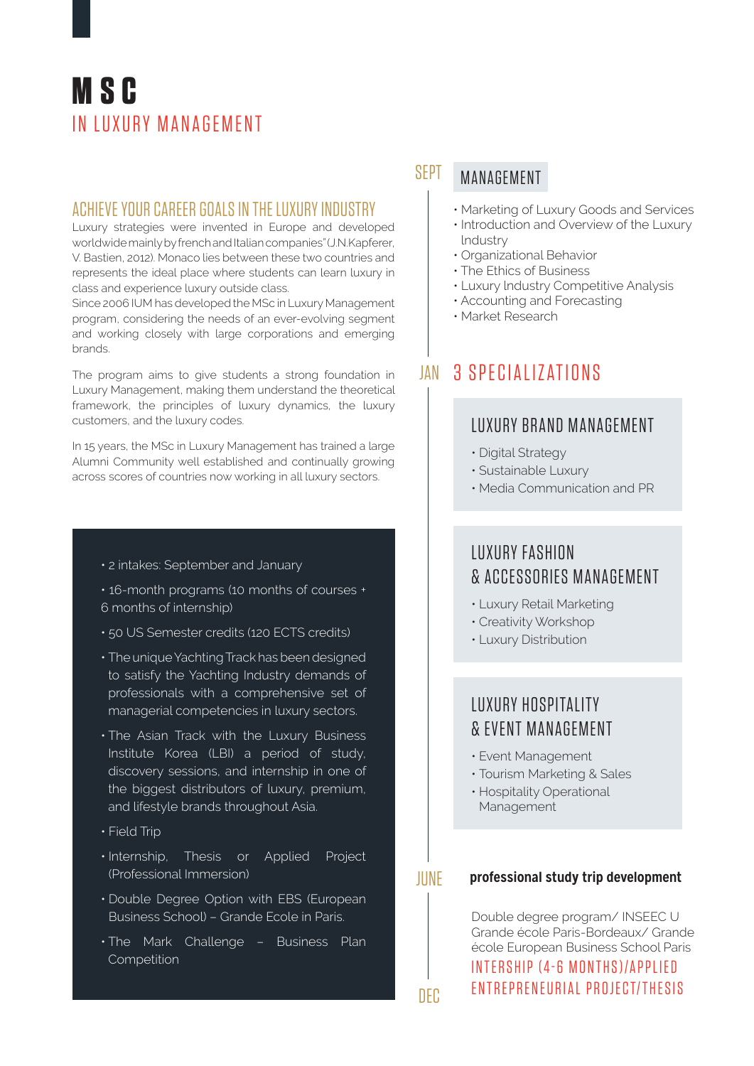# MSC
## IN LUXURY MANAGEMENT

### ACHIEVE YOUR CAREER GOALS IN THE LUXURY INDUSTRY

Luxury strategies were invented in Europe and developed worldwide mainly by french and Italian companies" (J.N.Kapferer, V. Bastien, 2012). Monaco lies between these two countries and represents the ideal place where students can learn luxury in class and experience luxury outside class.
Since 2006 IUM has developed the MSc in Luxury Management program, considering the needs of an ever-evolving segment and working closely with large corporations and emerging brands.

The program aims to give students a strong foundation in Luxury Management, making them understand the theoretical framework, the principles of luxury dynamics, the luxury customers, and the luxury codes.

In 15 years, the MSc in Luxury Management has trained a large Alumni Community well established and continually growing across scores of countries now working in all luxury sectors.

- 2 intakes: September and January
- 16-month programs (10 months of courses + 6 months of internship)
- 50 US Semester credits (120 ECTS credits)
- The unique Yachting Track has been designed to satisfy the Yachting Industry demands of professionals with a comprehensive set of managerial competencies in luxury sectors.
- The Asian Track with the Luxury Business Institute Korea (LBI) a period of study, discovery sessions, and internship in one of the biggest distributors of luxury, premium, and lifestyle brands throughout Asia.
- Field Trip
- Internship, Thesis or Applied Project (Professional Immersion)
- Double Degree Option with EBS (European Business School) – Grande Ecole in Paris.
- The Mark Challenge – Business Plan Competition

SEPT

### MANAGEMENT

- Marketing of Luxury Goods and Services
- Introduction and Overview of the Luxury Industry
- Organizational Behavior
- The Ethics of Business
- Luxury Industry Competitive Analysis
- Accounting and Forecasting
- Market Research

JAN

### 3 SPECIALIZATIONS

#### LUXURY BRAND MANAGEMENT

- Digital Strategy
- Sustainable Luxury
- Media Communication and PR

#### LUXURY FASHION & ACCESSORIES MANAGEMENT

- Luxury Retail Marketing
- Creativity Workshop
- Luxury Distribution

#### LUXURY HOSPITALITY & EVENT MANAGEMENT

- Event Management
- Tourism Marketing & Sales
- Hospitality Operational Management

JUNE

**professional study trip development**

Double degree program/ INSEEC U Grande école Paris-Bordeaux/ Grande école European Business School Paris

INTERSHIP (4-6 MONTHS)/APPLIED ENTREPRENEURIAL PROJECT/THESIS

DEC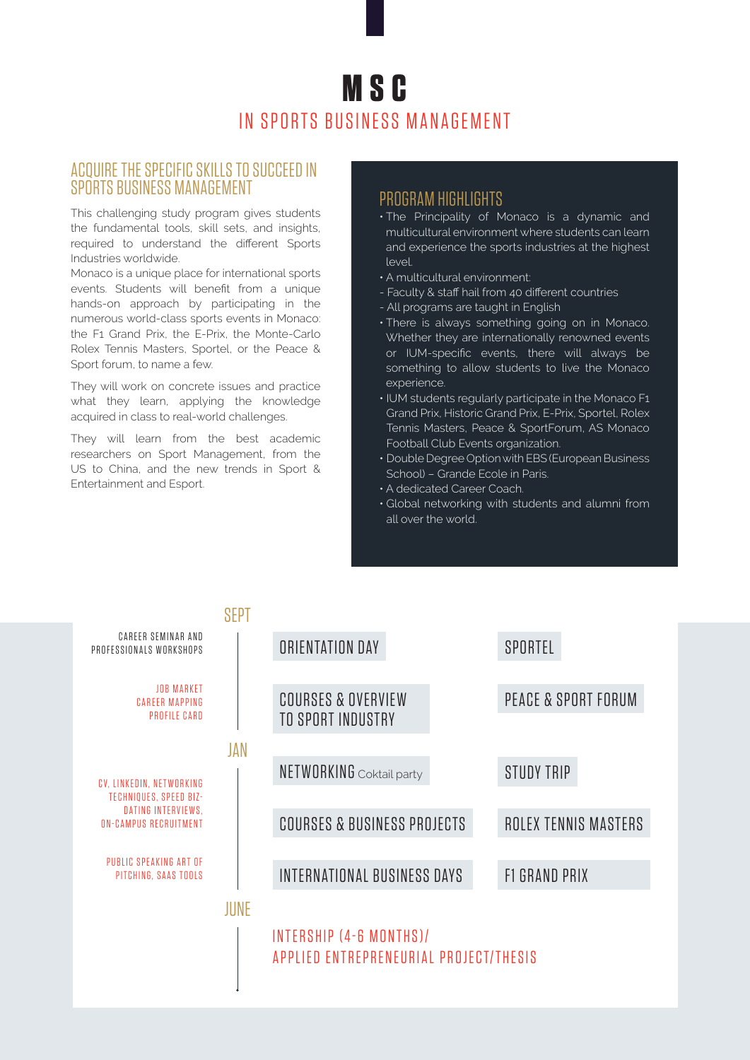# MSC

## IN SPORTS BUSINESS MANAGEMENT

### ACQUIRE THE SPECIFIC SKILLS TO SUCCEED IN SPORTS BUSINESS MANAGEMENT

This challenging study program gives students the fundamental tools, skill sets, and insights, required to understand the different Sports Industries worldwide.

Monaco is a unique place for international sports events. Students will benefit from a unique hands-on approach by participating in the numerous world-class sports events in Monaco: the F1 Grand Prix, the E-Prix, the Monte-Carlo Rolex Tennis Masters, Sportel, or the Peace & Sport forum, to name a few.

They will work on concrete issues and practice what they learn, applying the knowledge acquired in class to real-world challenges.

They will learn from the best academic researchers on Sport Management, from the US to China, and the new trends in Sport & Entertainment and Esport.

### PROGRAM HIGHLIGHTS

- The Principality of Monaco is a dynamic and multicultural environment where students can learn and experience the sports industries at the highest level.
- A multicultural environment:
  - Faculty & staff hail from 40 different countries
  - All programs are taught in English
- There is always something going on in Monaco. Whether they are internationally renowned events or IUM-specific events, there will always be something to allow students to live the Monaco experience.
- IUM students regularly participate in the Monaco F1 Grand Prix, Historic Grand Prix, E-Prix, Sportel, Rolex Tennis Masters, Peace & SportForum, AS Monaco Football Club Events organization.
- Double Degree Option with EBS (European Business School) – Grande Ecole in Paris.
- A dedicated Career Coach.
- Global networking with students and alumni from all over the world.

**SEPT**

- CAREER SEMINAR AND PROFESSIONALS WORKSHOPS
- JOB MARKET, CAREER MAPPING, PROFILE CARD

ORIENTATION DAY — SPORTEL

COURSES & OVERVIEW TO SPORT INDUSTRY — PEACE & SPORT FORUM

**JAN**

- CV, LINKEDIN, NETWORKING TECHNIQUES, SPEED BIZ-DATING INTERVIEWS, ON-CAMPUS RECRUITMENT
- PUBLIC SPEAKING ART OF PITCHING, SAAS TOOLS

NETWORKING Coktail party — STUDY TRIP

COURSES & BUSINESS PROJECTS — ROLEX TENNIS MASTERS

INTERNATIONAL BUSINESS DAYS — F1 GRAND PRIX

**JUNE**

INTERSHIP (4-6 MONTHS)/ APPLIED ENTREPRENEURIAL PROJECT/THESIS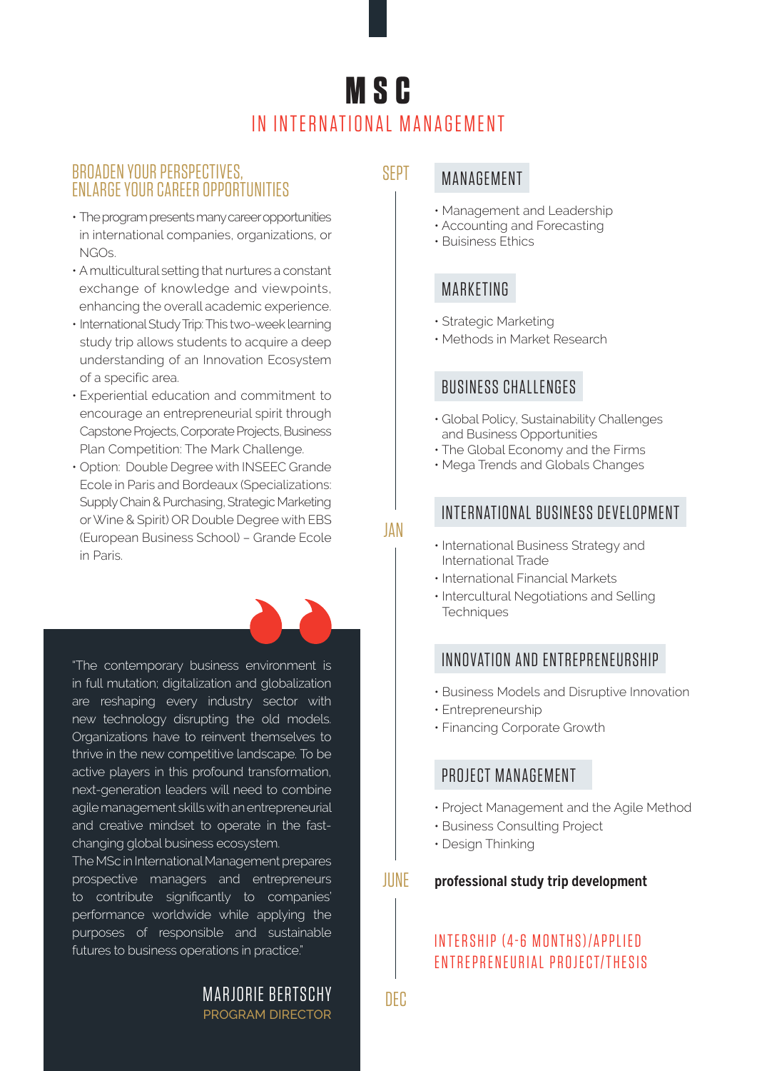# MSC

## IN INTERNATIONAL MANAGEMENT

### BROADEN YOUR PERSPECTIVES, ENLARGE YOUR CAREER OPPORTUNITIES

- The program presents many career opportunities in international companies, organizations, or NGOs.
- A multicultural setting that nurtures a constant exchange of knowledge and viewpoints, enhancing the overall academic experience.
- International Study Trip: This two-week learning study trip allows students to acquire a deep understanding of an Innovation Ecosystem of a specific area.
- Experiential education and commitment to encourage an entrepreneurial spirit through Capstone Projects, Corporate Projects, Business Plan Competition: The Mark Challenge.
- Option: Double Degree with INSEEC Grande Ecole in Paris and Bordeaux (Specializations: Supply Chain & Purchasing, Strategic Marketing or Wine & Spirit) OR Double Degree with EBS (European Business School) – Grande Ecole in Paris.

"The contemporary business environment is in full mutation; digitalization and globalization are reshaping every industry sector with new technology disrupting the old models. Organizations have to reinvent themselves to thrive in the new competitive landscape. To be active players in this profound transformation, next-generation leaders will need to combine agile management skills with an entrepreneurial and creative mindset to operate in the fast-changing global business ecosystem.
The MSc in International Management prepares prospective managers and entrepreneurs to contribute significantly to companies' performance worldwide while applying the purposes of responsible and sustainable futures to business operations in practice."

MARJORIE BERTSCHY
PROGRAM DIRECTOR

SEPT

### MANAGEMENT

- Management and Leadership
- Accounting and Forecasting
- Buisiness Ethics

### MARKETING

- Strategic Marketing
- Methods in Market Research

### BUSINESS CHALLENGES

- Global Policy, Sustainability Challenges and Business Opportunities
- The Global Economy and the Firms
- Mega Trends and Globals Changes

JAN

### INTERNATIONAL BUSINESS DEVELOPMENT

- International Business Strategy and International Trade
- International Financial Markets
- Intercultural Negotiations and Selling Techniques

### INNOVATION AND ENTREPRENEURSHIP

- Business Models and Disruptive Innovation
- Entrepreneurship
- Financing Corporate Growth

### PROJECT MANAGEMENT

- Project Management and the Agile Method
- Business Consulting Project
- Design Thinking

JUNE

**professional study trip development**

INTERSHIP (4-6 MONTHS)/APPLIED ENTREPRENEURIAL PROJECT/THESIS

DEC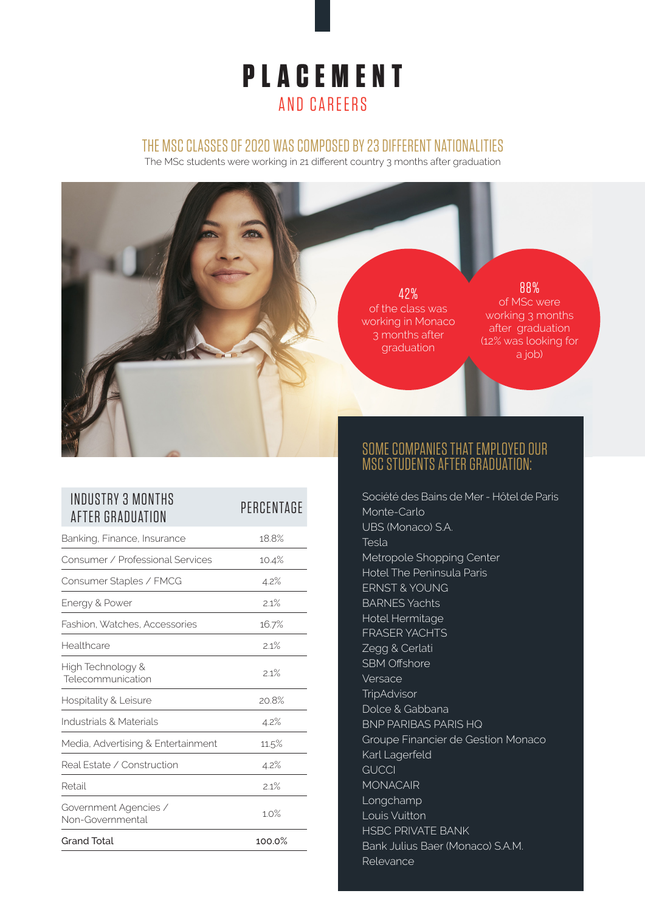# PLACEMENT

## AND CAREERS

### THE MSC CLASSES OF 2020 WAS COMPOSED BY 23 DIFFERENT NATIONALITIES

The MSc students were working in 21 different country 3 months after graduation

**42%**
of the class was working in Monaco 3 months after graduation

**88%**
of MSc were working 3 months after graduation (12% was looking for a job)

| INDUSTRY 3 MONTHS AFTER GRADUATION | PERCENTAGE |
|---|---|
| Banking, Finance, Insurance | 18.8% |
| Consumer / Professional Services | 10.4% |
| Consumer Staples / FMCG | 4.2% |
| Energy & Power | 2.1% |
| Fashion, Watches, Accessories | 16.7% |
| Healthcare | 2.1% |
| High Technology & Telecommunication | 2.1% |
| Hospitality & Leisure | 20.8% |
| Industrials & Materials | 4.2% |
| Media, Advertising & Entertainment | 11.5% |
| Real Estate / Construction | 4.2% |
| Retail | 2.1% |
| Government Agencies / Non-Governmental | 1.0% |
| Grand Total | 100.0% |

### SOME COMPANIES THAT EMPLOYED OUR MSC STUDENTS AFTER GRADUATION:

Société des Bains de Mer - Hôtel de Paris Monte-Carlo
UBS (Monaco) S.A.
Tesla
Metropole Shopping Center
Hotel The Peninsula Paris
ERNST & YOUNG
BARNES Yachts
Hotel Hermitage
FRASER YACHTS
Zegg & Cerlati
SBM Offshore
Versace
TripAdvisor
Dolce & Gabbana
BNP PARIBAS PARIS HQ
Groupe Financier de Gestion Monaco
Karl Lagerfeld
GUCCI
MONACAIR
Longchamp
Louis Vuitton
HSBC PRIVATE BANK
Bank Julius Baer (Monaco) S.A.M.
Relevance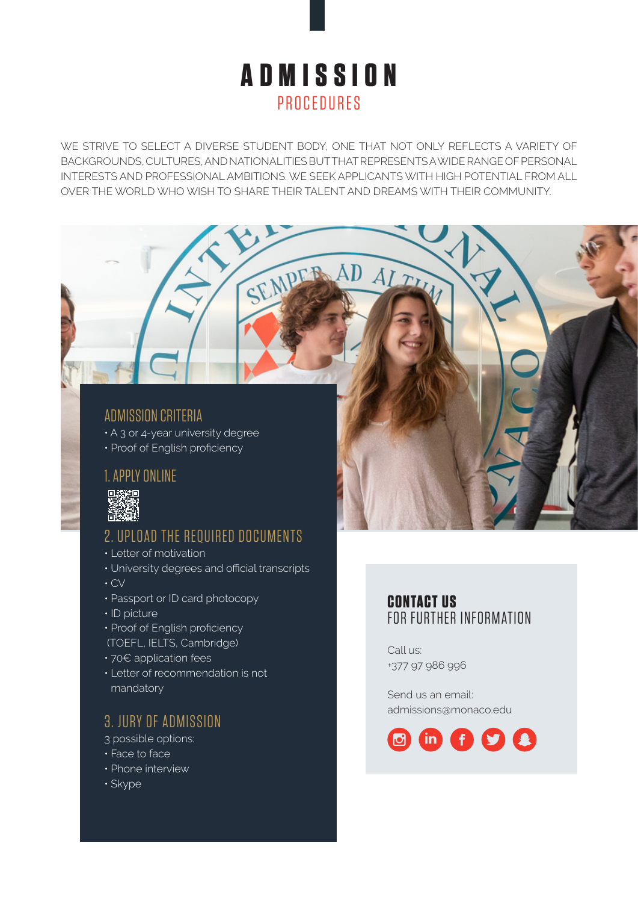# ADMISSION
## PROCEDURES

WE STRIVE TO SELECT A DIVERSE STUDENT BODY, ONE THAT NOT ONLY REFLECTS A VARIETY OF BACKGROUNDS, CULTURES, AND NATIONALITIES BUT THAT REPRESENTS A WIDE RANGE OF PERSONAL INTERESTS AND PROFESSIONAL AMBITIONS. WE SEEK APPLICANTS WITH HIGH POTENTIAL FROM ALL OVER THE WORLD WHO WISH TO SHARE THEIR TALENT AND DREAMS WITH THEIR COMMUNITY.

### ADMISSION CRITERIA

- A 3 or 4-year university degree
- Proof of English proficiency

### 1. APPLY ONLINE

### 2. UPLOAD THE REQUIRED DOCUMENTS

- Letter of motivation
- University degrees and official transcripts
- CV
- Passport or ID card photocopy
- ID picture
- Proof of English proficiency (TOEFL, IELTS, Cambridge)
- 70€ application fees
- Letter of recommendation is not mandatory

### 3. JURY OF ADMISSION

3 possible options:

- Face to face
- Phone interview
- Skype

### CONTACT US
FOR FURTHER INFORMATION

Call us:
+377 97 986 996

Send us an email:
admissions@monaco.edu